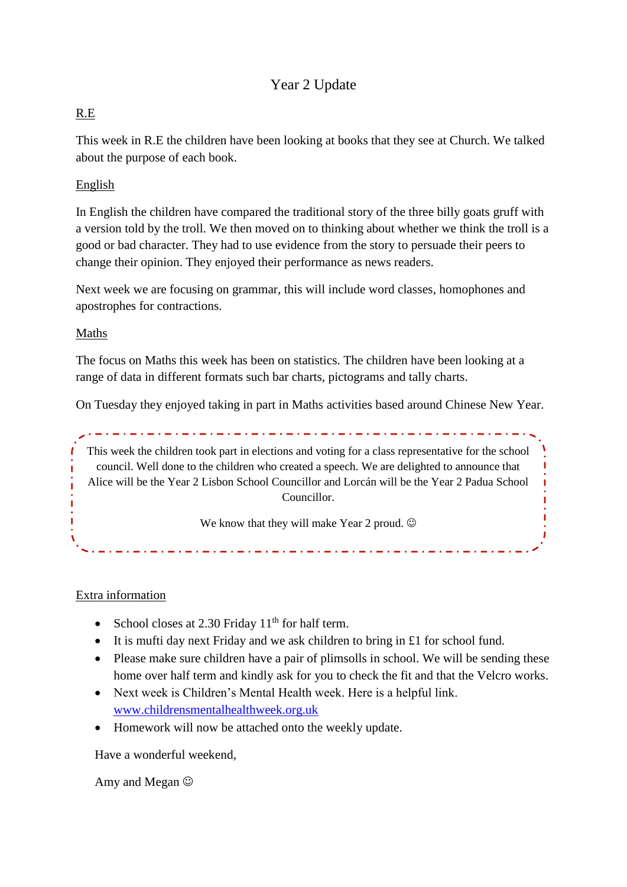# Year 2 Update

## R.E

This week in R.E the children have been looking at books that they see at Church. We talked about the purpose of each book.

## English

In English the children have compared the traditional story of the three billy goats gruff with a version told by the troll. We then moved on to thinking about whether we think the troll is a good or bad character. They had to use evidence from the story to persuade their peers to change their opinion. They enjoyed their performance as news readers.

Next week we are focusing on grammar, this will include word classes, homophones and apostrophes for contractions.

## Maths

The focus on Maths this week has been on statistics. The children have been looking at a range of data in different formats such bar charts, pictograms and tally charts.

On Tuesday they enjoyed taking in part in Maths activities based around Chinese New Year.

This week the children took part in elections and voting for a class representative for the school council. Well done to the children who created a speech. We are delighted to announce that Alice will be the Year 2 Lisbon School Councillor and Lorcán will be the Year 2 Padua School Councillor.

We know that they will make Year 2 proud. ☺

## Extra information

- School closes at 2.30 Friday 11th for half term.
- It is mufti day next Friday and we ask children to bring in £1 for school fund.
- Please make sure children have a pair of plimsolls in school. We will be sending these home over half term and kindly ask for you to check the fit and that the Velcro works.
- Next week is Children's Mental Health week. Here is a helpful link. www.childrensmentalhealthweek.org.uk
- Homework will now be attached onto the weekly update.

Have a wonderful weekend,

Amy and Megan ☺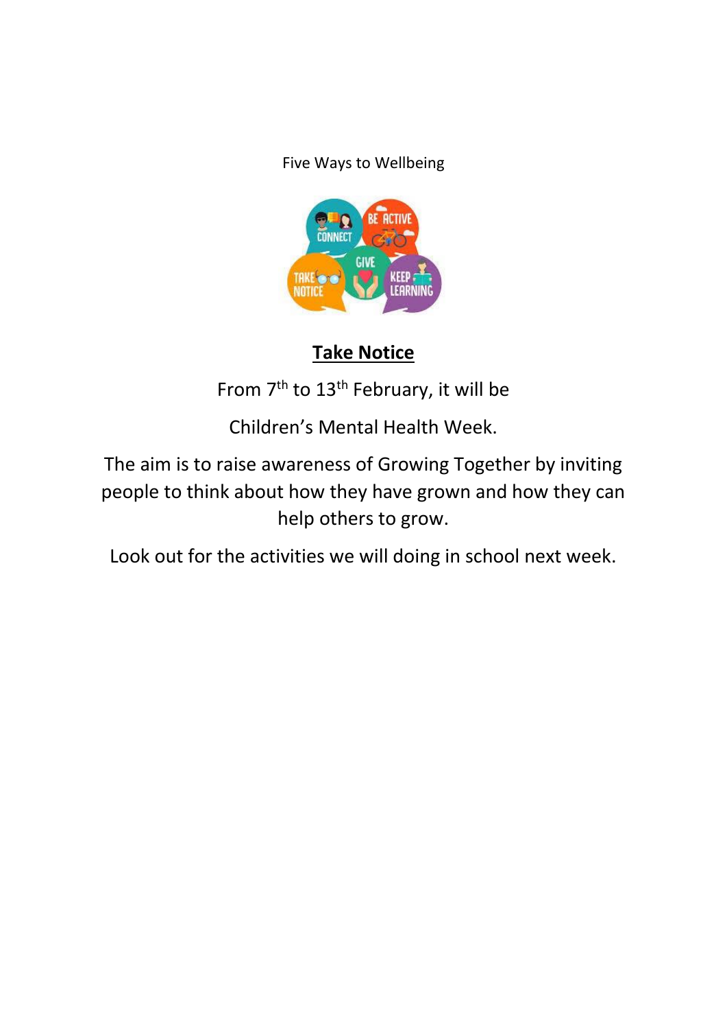Five Ways to Wellbeing

## Take Notice

From 7th to 13th February, it will be

Children's Mental Health Week.

The aim is to raise awareness of Growing Together by inviting people to think about how they have grown and how they can help others to grow.

Look out for the activities we will doing in school next week.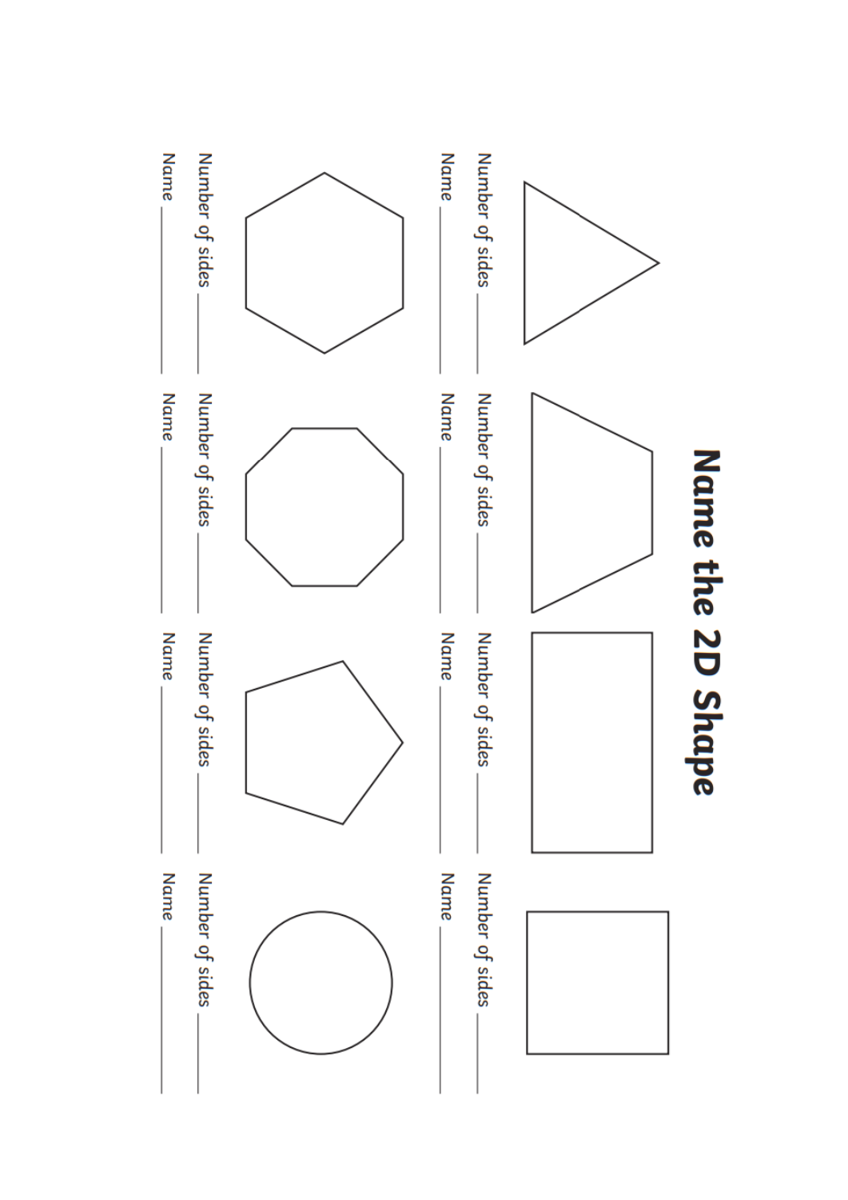# Name the 2D Shape

Number of sides ____________

Name ____________

Number of sides ____________

Name ____________

Number of sides ____________

Name ____________

Number of sides ____________

Name ____________

Number of sides ____________

Name ____________

Number of sides ____________

Name ____________

Number of sides ____________

Name ____________

Number of sides ____________

Name ____________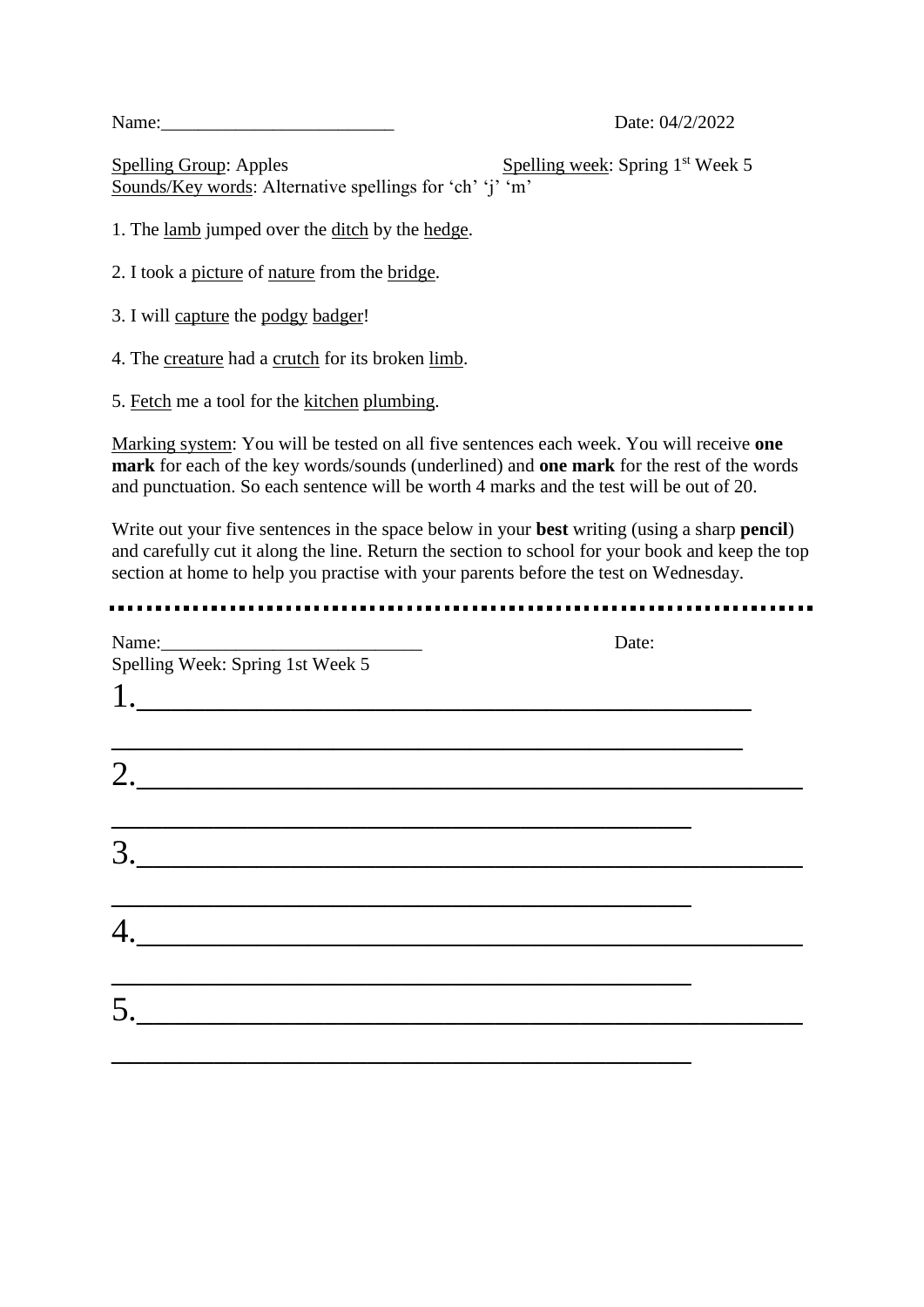Name:________________________ Date: 04/2/2022

<u>Spelling Group</u>: Apples <u>Spelling week</u>: Spring 1st Week 5
<u>Sounds/Key words</u>: Alternative spellings for 'ch' 'j' 'm'

1. The <u>lamb</u> jumped over the <u>ditch</u> by the <u>hedge</u>.

2. I took a <u>picture</u> of <u>nature</u> from the <u>bridge</u>.

3. I will <u>capture</u> the <u>podgy</u> <u>badger</u>!

4. The <u>creature</u> had a <u>crutch</u> for its broken <u>limb</u>.

5. <u>Fetch</u> me a tool for the <u>kitchen</u> <u>plumbing</u>.

<u>Marking system</u>: You will be tested on all five sentences each week. You will receive **one mark** for each of the key words/sounds (underlined) and **one mark** for the rest of the words and punctuation. So each sentence will be worth 4 marks and the test will be out of 20.

Write out your five sentences in the space below in your **best** writing (using a sharp **pencil**) and carefully cut it along the line. Return the section to school for your book and keep the top section at home to help you practise with your parents before the test on Wednesday.

---

Name:___________________________ Date:
Spelling Week: Spring 1st Week 5

1.______________________________________________

______________________________________________

2.______________________________________________

______________________________________________

3.______________________________________________

______________________________________________

4.______________________________________________

______________________________________________

5.______________________________________________

______________________________________________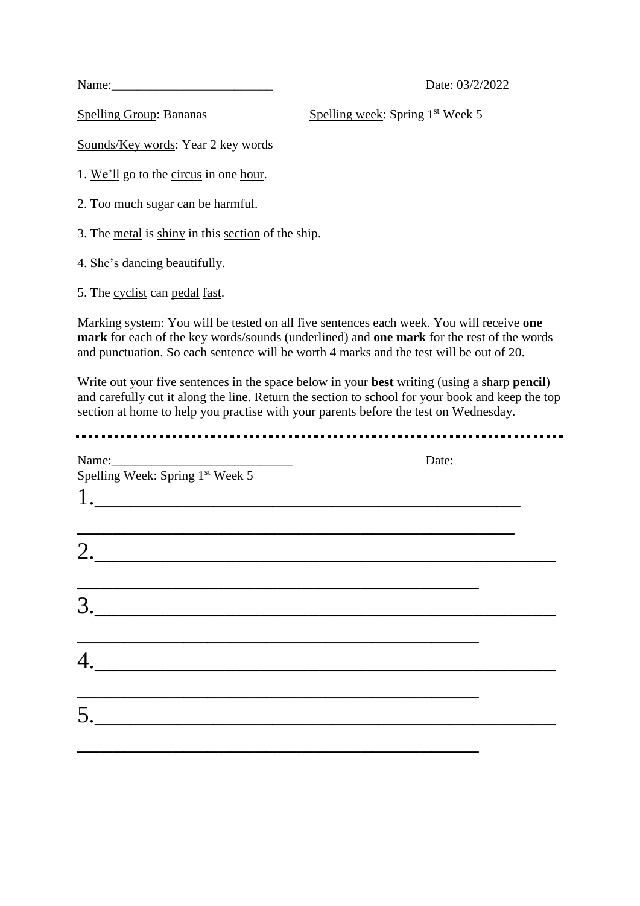Name:________________________ Date: 03/2/2022

Spelling Group: Bananas Spelling week: Spring 1st Week 5

Sounds/Key words: Year 2 key words

1. We'll go to the circus in one hour.

2. Too much sugar can be harmful.

3. The metal is shiny in this section of the ship.

4. She's dancing beautifully.

5. The cyclist can pedal fast.

Marking system: You will be tested on all five sentences each week. You will receive **one mark** for each of the key words/sounds (underlined) and **one mark** for the rest of the words and punctuation. So each sentence will be worth 4 marks and the test will be out of 20.

Write out your five sentences in the space below in your **best** writing (using a sharp **pencil**) and carefully cut it along the line. Return the section to school for your book and keep the top section at home to help you practise with your parents before the test on Wednesday.

---

Name:___________________________ Date:

Spelling Week: Spring 1st Week 5

1.____________________________________________

____________________________________________

2.____________________________________________

____________________________________________

3.____________________________________________

____________________________________________

4.____________________________________________

____________________________________________

5.____________________________________________

____________________________________________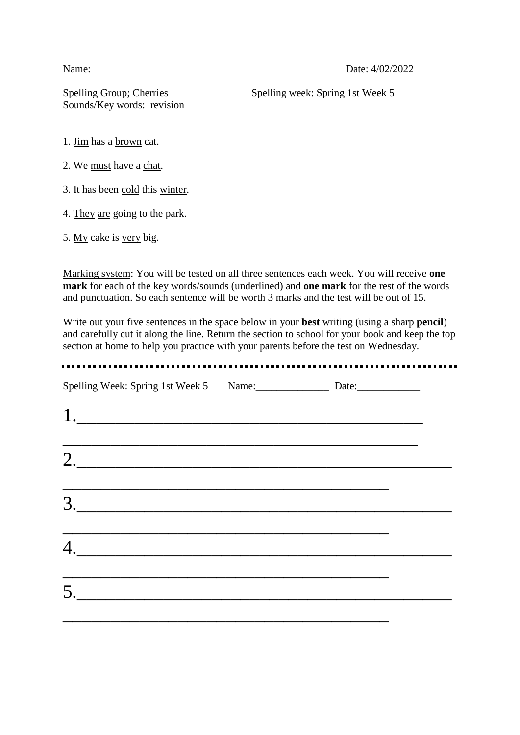Name:_________________________ Date: 4/02/2022

<u>Spelling Group</u>; Cherries <u>Spelling week</u>: Spring 1st Week 5

<u>Sounds/Key words</u>: revision

1. <u>Jim</u> has a <u>brown</u> cat.

2. We <u>must</u> have a <u>chat</u>.

3. It has been <u>cold</u> this <u>winter</u>.

4. <u>They</u> <u>are</u> going to the park.

5. <u>My</u> cake is <u>very</u> big.

<u>Marking system</u>: You will be tested on all three sentences each week. You will receive **one mark** for each of the key words/sounds (underlined) and **one mark** for the rest of the words and punctuation. So each sentence will be worth 3 marks and the test will be out of 15.

Write out your five sentences in the space below in your **best** writing (using a sharp **pencil**) and carefully cut it along the line. Return the section to school for your book and keep the top section at home to help you practice with your parents before the test on Wednesday.

- - - - - - - - - - - - - - - - - - - - - - - - - - - - - - - - - - - - - - - -

Spelling Week: Spring 1st Week 5 Name:______________ Date:____________

1.______________________________________________

______________________________________________

2.______________________________________________

______________________________________________

3.______________________________________________

______________________________________________

4.______________________________________________

______________________________________________

5.______________________________________________

______________________________________________